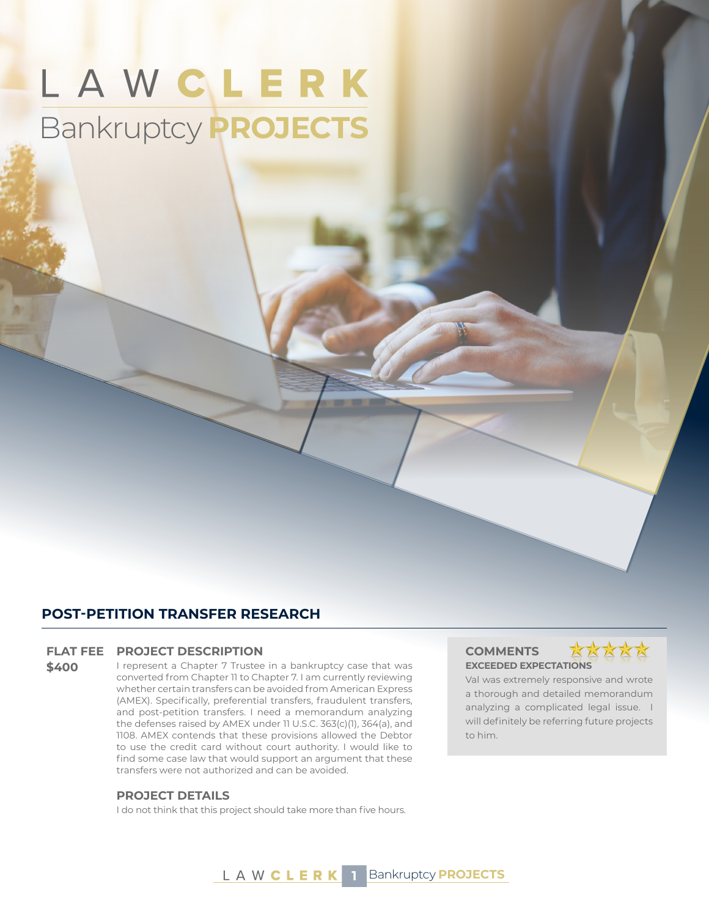# LAWCLERK Bankruptcy PROJECTS

## POST-PETITION TRANSFER RESEARCH

**FLAT FEE**
**$400**

### PROJECT DESCRIPTION

I represent a Chapter 7 Trustee in a bankruptcy case that was converted from Chapter 11 to Chapter 7. I am currently reviewing whether certain transfers can be avoided from American Express (AMEX). Specifically, preferential transfers, fraudulent transfers, and post-petition transfers. I need a memorandum analyzing the defenses raised by AMEX under 11 U.S.C. 363(c)(1), 364(a), and 1108. AMEX contends that these provisions allowed the Debtor to use the credit card without court authority. I would like to find some case law that would support an argument that these transfers were not authorized and can be avoided.

### PROJECT DETAILS

I do not think that this project should take more than five hours.

### COMMENTS

★★★★★

**EXCEEDED EXPECTATIONS**

Val was extremely responsive and wrote a thorough and detailed memorandum analyzing a complicated legal issue. I will definitely be referring future projects to him.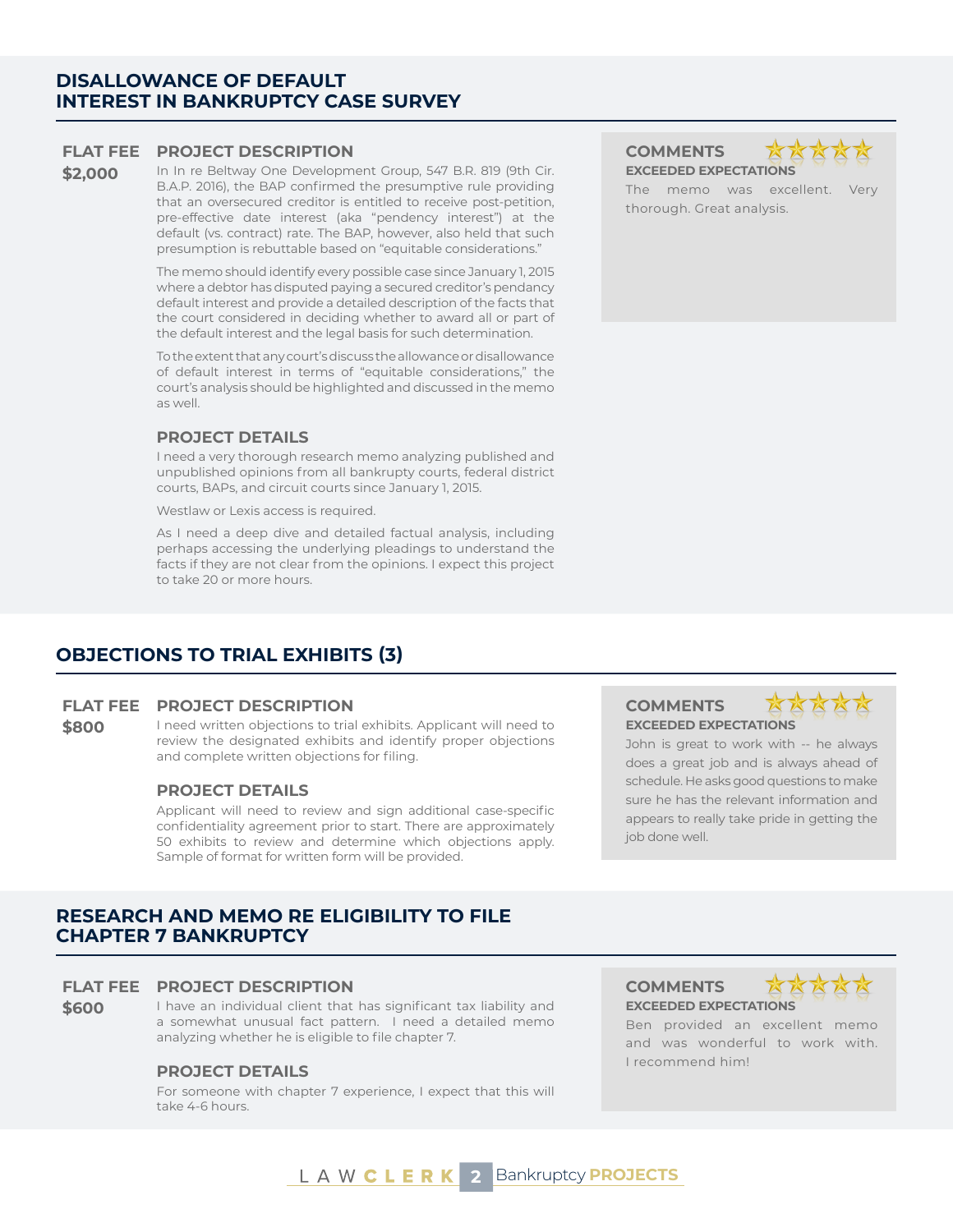## DISALLOWANCE OF DEFAULT INTEREST IN BANKRUPTCY CASE SURVEY

**FLAT FEE**

**$2,000**

### PROJECT DESCRIPTION

In In re Beltway One Development Group, 547 B.R. 819 (9th Cir. B.A.P. 2016), the BAP confirmed the presumptive rule providing that an oversecured creditor is entitled to receive post-petition, pre-effective date interest (aka "pendency interest") at the default (vs. contract) rate. The BAP, however, also held that such presumption is rebuttable based on "equitable considerations."

The memo should identify every possible case since January 1, 2015 where a debtor has disputed paying a secured creditor's pendancy default interest and provide a detailed description of the facts that the court considered in deciding whether to award all or part of the default interest and the legal basis for such determination.

To the extent that any court's discuss the allowance or disallowance of default interest in terms of "equitable considerations," the court's analysis should be highlighted and discussed in the memo as well.

### PROJECT DETAILS

I need a very thorough research memo analyzing published and unpublished opinions from all bankrupty courts, federal district courts, BAPs, and circuit courts since January 1, 2015.

Westlaw or Lexis access is required.

As I need a deep dive and detailed factual analysis, including perhaps accessing the underlying pleadings to understand the facts if they are not clear from the opinions. I expect this project to take 20 or more hours.

### COMMENTS ★★★★★

**EXCEEDED EXPECTATIONS**

The memo was excellent. Very thorough. Great analysis.

## OBJECTIONS TO TRIAL EXHIBITS (3)

**FLAT FEE**

**$800**

### PROJECT DESCRIPTION

I need written objections to trial exhibits. Applicant will need to review the designated exhibits and identify proper objections and complete written objections for filing.

### PROJECT DETAILS

Applicant will need to review and sign additional case-specific confidentiality agreement prior to start. There are approximately 50 exhibits to review and determine which objections apply. Sample of format for written form will be provided.

### COMMENTS ★★★★★

**EXCEEDED EXPECTATIONS**

John is great to work with -- he always does a great job and is always ahead of schedule. He asks good questions to make sure he has the relevant information and appears to really take pride in getting the job done well.

## RESEARCH AND MEMO RE ELIGIBILITY TO FILE CHAPTER 7 BANKRUPTCY

**FLAT FEE**

**$600**

### PROJECT DESCRIPTION

I have an individual client that has significant tax liability and a somewhat unusual fact pattern. I need a detailed memo analyzing whether he is eligible to file chapter 7.

### PROJECT DETAILS

For someone with chapter 7 experience, I expect that this will take 4-6 hours.

### COMMENTS ★★★★★

**EXCEEDED EXPECTATIONS**

Ben provided an excellent memo and was wonderful to work with. I recommend him!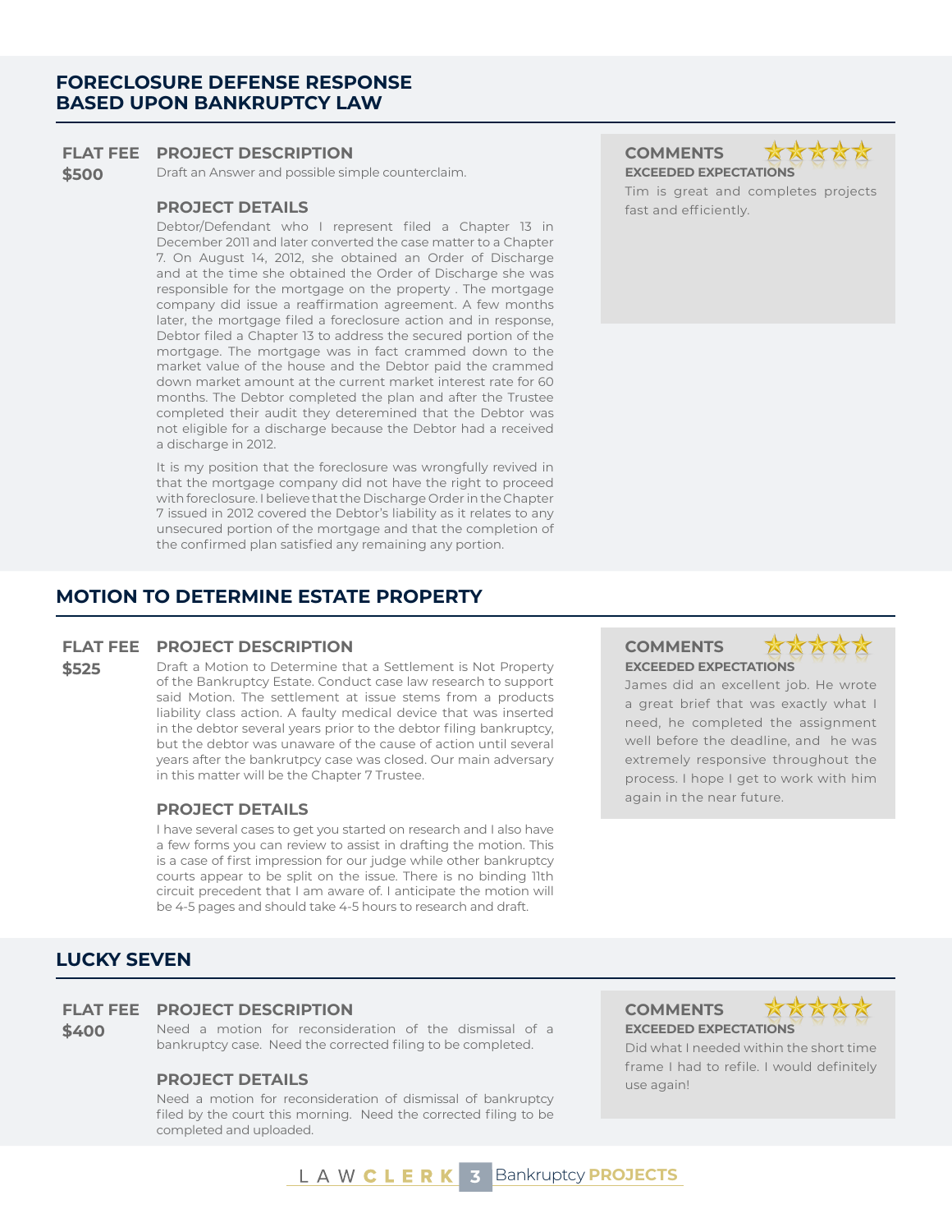## FORECLOSURE DEFENSE RESPONSE BASED UPON BANKRUPTCY LAW

**FLAT FEE**
**$500**

### PROJECT DESCRIPTION

Draft an Answer and possible simple counterclaim.

### PROJECT DETAILS

Debtor/Defendant who I represent filed a Chapter 13 in December 2011 and later converted the case matter to a Chapter 7. On August 14, 2012, she obtained an Order of Discharge and at the time she obtained the Order of Discharge she was responsible for the mortgage on the property . The mortgage company did issue a reaffirmation agreement. A few months later, the mortgage filed a foreclosure action and in response, Debtor filed a Chapter 13 to address the secured portion of the mortgage. The mortgage was in fact crammed down to the market value of the house and the Debtor paid the crammed down market amount at the current market interest rate for 60 months. The Debtor completed the plan and after the Trustee completed their audit they deteremined that the Debtor was not eligible for a discharge because the Debtor had a received a discharge in 2012.

It is my position that the foreclosure was wrongfully revived in that the mortgage company did not have the right to proceed with foreclosure. I believe that the Discharge Order in the Chapter 7 issued in 2012 covered the Debtor's liability as it relates to any unsecured portion of the mortgage and that the completion of the confirmed plan satisfied any remaining any portion.

### COMMENTS

**EXCEEDED EXPECTATIONS**

Tim is great and completes projects fast and efficiently.

## MOTION TO DETERMINE ESTATE PROPERTY

**FLAT FEE**
**$525**

### PROJECT DESCRIPTION

Draft a Motion to Determine that a Settlement is Not Property of the Bankruptcy Estate. Conduct case law research to support said Motion. The settlement at issue stems from a products liability class action. A faulty medical device that was inserted in the debtor several years prior to the debtor filing bankruptcy, but the debtor was unaware of the cause of action until several years after the bankrutpcy case was closed. Our main adversary in this matter will be the Chapter 7 Trustee.

### PROJECT DETAILS

I have several cases to get you started on research and I also have a few forms you can review to assist in drafting the motion. This is a case of first impression for our judge while other bankruptcy courts appear to be split on the issue. There is no binding 11th circuit precedent that I am aware of. I anticipate the motion will be 4-5 pages and should take 4-5 hours to research and draft.

### COMMENTS

**EXCEEDED EXPECTATIONS**

James did an excellent job. He wrote a great brief that was exactly what I need, he completed the assignment well before the deadline, and he was extremely responsive throughout the process. I hope I get to work with him again in the near future.

## LUCKY SEVEN

**FLAT FEE**
**$400**

### PROJECT DESCRIPTION

Need a motion for reconsideration of the dismissal of a bankruptcy case. Need the corrected filing to be completed.

### PROJECT DETAILS

Need a motion for reconsideration of dismissal of bankruptcy filed by the court this morning. Need the corrected filing to be completed and uploaded.

### COMMENTS

**EXCEEDED EXPECTATIONS**

Did what I needed within the short time frame I had to refile. I would definitely use again!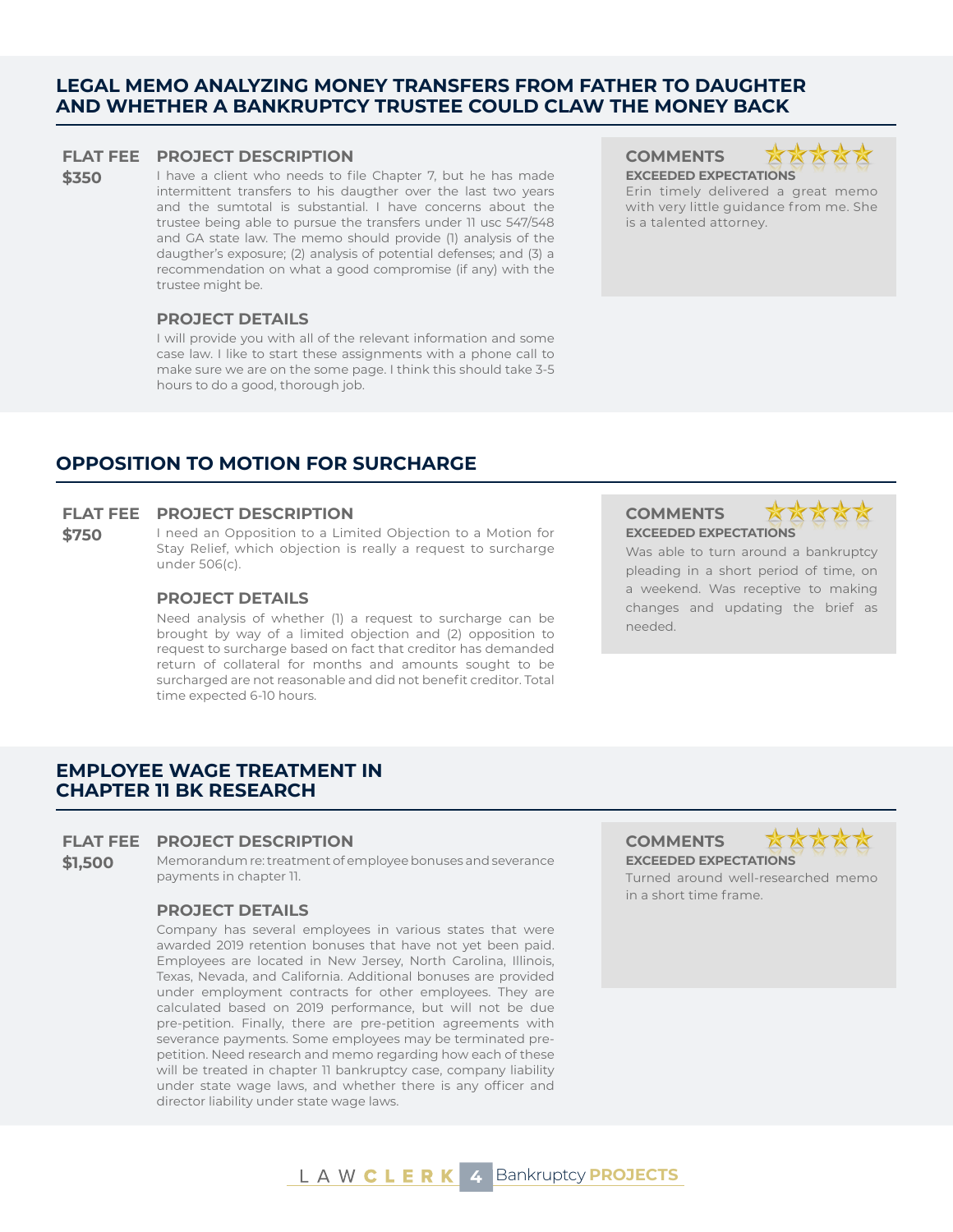## LEGAL MEMO ANALYZING MONEY TRANSFERS FROM FATHER TO DAUGHTER AND WHETHER A BANKRUPTCY TRUSTEE COULD CLAW THE MONEY BACK

**FLAT FEE**
**$350**

### PROJECT DESCRIPTION

I have a client who needs to file Chapter 7, but he has made intermittent transfers to his daugther over the last two years and the sumtotal is substantial. I have concerns about the trustee being able to pursue the transfers under 11 usc 547/548 and GA state law. The memo should provide (1) analysis of the daugther's exposure; (2) analysis of potential defenses; and (3) a recommendation on what a good compromise (if any) with the trustee might be.

### PROJECT DETAILS

I will provide you with all of the relevant information and some case law. I like to start these assignments with a phone call to make sure we are on the some page. I think this should take 3-5 hours to do a good, thorough job.

### COMMENTS

**EXCEEDED EXPECTATIONS**

Erin timely delivered a great memo with very little guidance from me. She is a talented attorney.

## OPPOSITION TO MOTION FOR SURCHARGE

**FLAT FEE**
**$750**

### PROJECT DESCRIPTION

I need an Opposition to a Limited Objection to a Motion for Stay Relief, which objection is really a request to surcharge under 506(c).

### PROJECT DETAILS

Need analysis of whether (1) a request to surcharge can be brought by way of a limited objection and (2) opposition to request to surcharge based on fact that creditor has demanded return of collateral for months and amounts sought to be surcharged are not reasonable and did not benefit creditor. Total time expected 6-10 hours.

### COMMENTS

**EXCEEDED EXPECTATIONS**

Was able to turn around a bankruptcy pleading in a short period of time, on a weekend. Was receptive to making changes and updating the brief as needed.

## EMPLOYEE WAGE TREATMENT IN CHAPTER 11 BK RESEARCH

**FLAT FEE**
**$1,500**

### PROJECT DESCRIPTION

Memorandum re: treatment of employee bonuses and severance payments in chapter 11.

### PROJECT DETAILS

Company has several employees in various states that were awarded 2019 retention bonuses that have not yet been paid. Employees are located in New Jersey, North Carolina, Illinois, Texas, Nevada, and California. Additional bonuses are provided under employment contracts for other employees. They are calculated based on 2019 performance, but will not be due pre-petition. Finally, there are pre-petition agreements with severance payments. Some employees may be terminated pre-petition. Need research and memo regarding how each of these will be treated in chapter 11 bankruptcy case, company liability under state wage laws, and whether there is any officer and director liability under state wage laws.

### COMMENTS

**EXCEEDED EXPECTATIONS**

Turned around well-researched memo in a short time frame.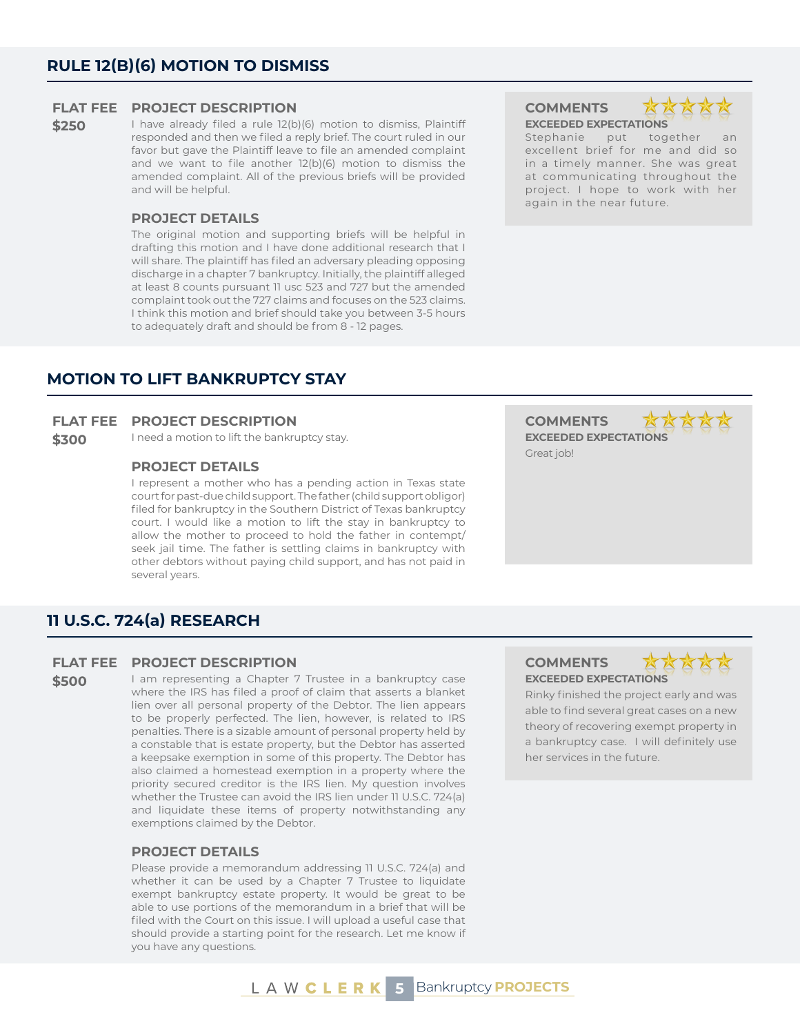## RULE 12(B)(6) MOTION TO DISMISS

**FLAT FEE**
**$250**

**PROJECT DESCRIPTION**

I have already filed a rule 12(b)(6) motion to dismiss, Plaintiff responded and then we filed a reply brief. The court ruled in our favor but gave the Plaintiff leave to file an amended complaint and we want to file another 12(b)(6) motion to dismiss the amended complaint. All of the previous briefs will be provided and will be helpful.

**PROJECT DETAILS**

The original motion and supporting briefs will be helpful in drafting this motion and I have done additional research that I will share. The plaintiff has filed an adversary pleading opposing discharge in a chapter 7 bankruptcy. Initially, the plaintiff alleged at least 8 counts pursuant 11 usc 523 and 727 but the amended complaint took out the 727 claims and focuses on the 523 claims. I think this motion and brief should take you between 3-5 hours to adequately draft and should be from 8 - 12 pages.

**COMMENTS** ★★★★★

**EXCEEDED EXPECTATIONS**

Stephanie put together an excellent brief for me and did so in a timely manner. She was great at communicating throughout the project. I hope to work with her again in the near future.

## MOTION TO LIFT BANKRUPTCY STAY

**FLAT FEE**
**$300**

**PROJECT DESCRIPTION**

I need a motion to lift the bankruptcy stay.

**PROJECT DETAILS**

I represent a mother who has a pending action in Texas state court for past-due child support. The father (child support obligor) filed for bankruptcy in the Southern District of Texas bankruptcy court. I would like a motion to lift the stay in bankruptcy to allow the mother to proceed to hold the father in contempt/seek jail time. The father is settling claims in bankruptcy with other debtors without paying child support, and has not paid in several years.

**COMMENTS** ★★★★★

**EXCEEDED EXPECTATIONS**

Great job!

## 11 U.S.C. 724(a) RESEARCH

**FLAT FEE**
**$500**

**PROJECT DESCRIPTION**

I am representing a Chapter 7 Trustee in a bankruptcy case where the IRS has filed a proof of claim that asserts a blanket lien over all personal property of the Debtor. The lien appears to be properly perfected. The lien, however, is related to IRS penalties. There is a sizable amount of personal property held by a constable that is estate property, but the Debtor has asserted a keepsake exemption in some of this property. The Debtor has also claimed a homestead exemption in a property where the priority secured creditor is the IRS lien. My question involves whether the Trustee can avoid the IRS lien under 11 U.S.C. 724(a) and liquidate these items of property notwithstanding any exemptions claimed by the Debtor.

**PROJECT DETAILS**

Please provide a memorandum addressing 11 U.S.C. 724(a) and whether it can be used by a Chapter 7 Trustee to liquidate exempt bankruptcy estate property. It would be great to be able to use portions of the memorandum in a brief that will be filed with the Court on this issue. I will upload a useful case that should provide a starting point for the research. Let me know if you have any questions.

**COMMENTS** ★★★★★

**EXCEEDED EXPECTATIONS**

Rinky finished the project early and was able to find several great cases on a new theory of recovering exempt property in a bankruptcy case. I will definitely use her services in the future.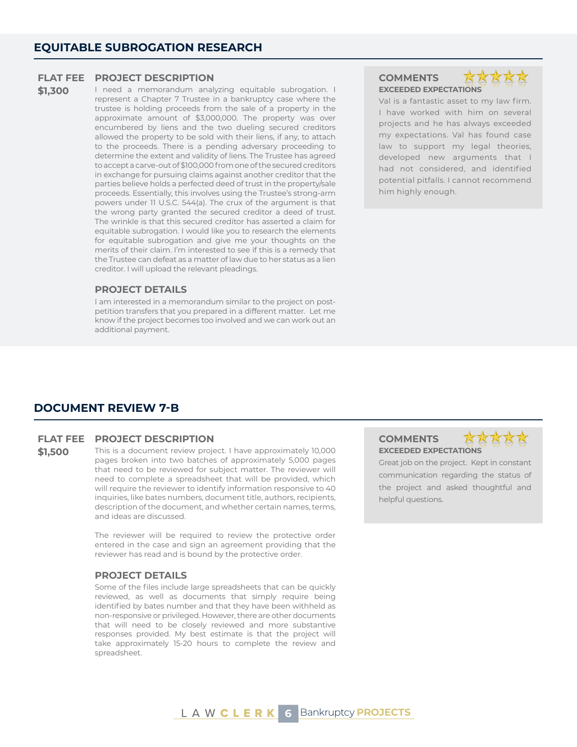## EQUITABLE SUBROGATION RESEARCH

**FLAT FEE**
**$1,300**

### PROJECT DESCRIPTION

I need a memorandum analyzing equitable subrogation. I represent a Chapter 7 Trustee in a bankruptcy case where the trustee is holding proceeds from the sale of a property in the approximate amount of $3,000,000. The property was over encumbered by liens and the two dueling secured creditors allowed the property to be sold with their liens, if any, to attach to the proceeds. There is a pending adversary proceeding to determine the extent and validity of liens. The Trustee has agreed to accept a carve-out of $100,000 from one of the secured creditors in exchange for pursuing claims against another creditor that the parties believe holds a perfected deed of trust in the property/sale proceeds. Essentially, this involves using the Trustee's strong-arm powers under 11 U.S.C. 544(a). The crux of the argument is that the wrong party granted the secured creditor a deed of trust. The wrinkle is that this secured creditor has asserted a claim for equitable subrogation. I would like you to research the elements for equitable subrogation and give me your thoughts on the merits of their claim. I'm interested to see if this is a remedy that the Trustee can defeat as a matter of law due to her status as a lien creditor. I will upload the relevant pleadings.

### PROJECT DETAILS

I am interested in a memorandum similar to the project on post-petition transfers that you prepared in a different matter. Let me know if the project becomes too involved and we can work out an additional payment.

### COMMENTS

★★★★★

**EXCEEDED EXPECTATIONS**

Val is a fantastic asset to my law firm. I have worked with him on several projects and he has always exceeded my expectations. Val has found case law to support my legal theories, developed new arguments that I had not considered, and identified potential pitfalls. I cannot recommend him highly enough.

## DOCUMENT REVIEW 7-B

**FLAT FEE**
**$1,500**

### PROJECT DESCRIPTION

This is a document review project. I have approximately 10,000 pages broken into two batches of approximately 5,000 pages that need to be reviewed for subject matter. The reviewer will need to complete a spreadsheet that will be provided, which will require the reviewer to identify information responsive to 40 inquiries, like bates numbers, document title, authors, recipients, description of the document, and whether certain names, terms, and ideas are discussed.

The reviewer will be required to review the protective order entered in the case and sign an agreement providing that the reviewer has read and is bound by the protective order.

### PROJECT DETAILS

Some of the files include large spreadsheets that can be quickly reviewed, as well as documents that simply require being identified by bates number and that they have been withheld as non-responsive or privileged. However, there are other documents that will need to be closely reviewed and more substantive responses provided. My best estimate is that the project will take approximately 15-20 hours to complete the review and spreadsheet.

### COMMENTS

★★★★★

**EXCEEDED EXPECTATIONS**

Great job on the project. Kept in constant communication regarding the status of the project and asked thoughtful and helpful questions.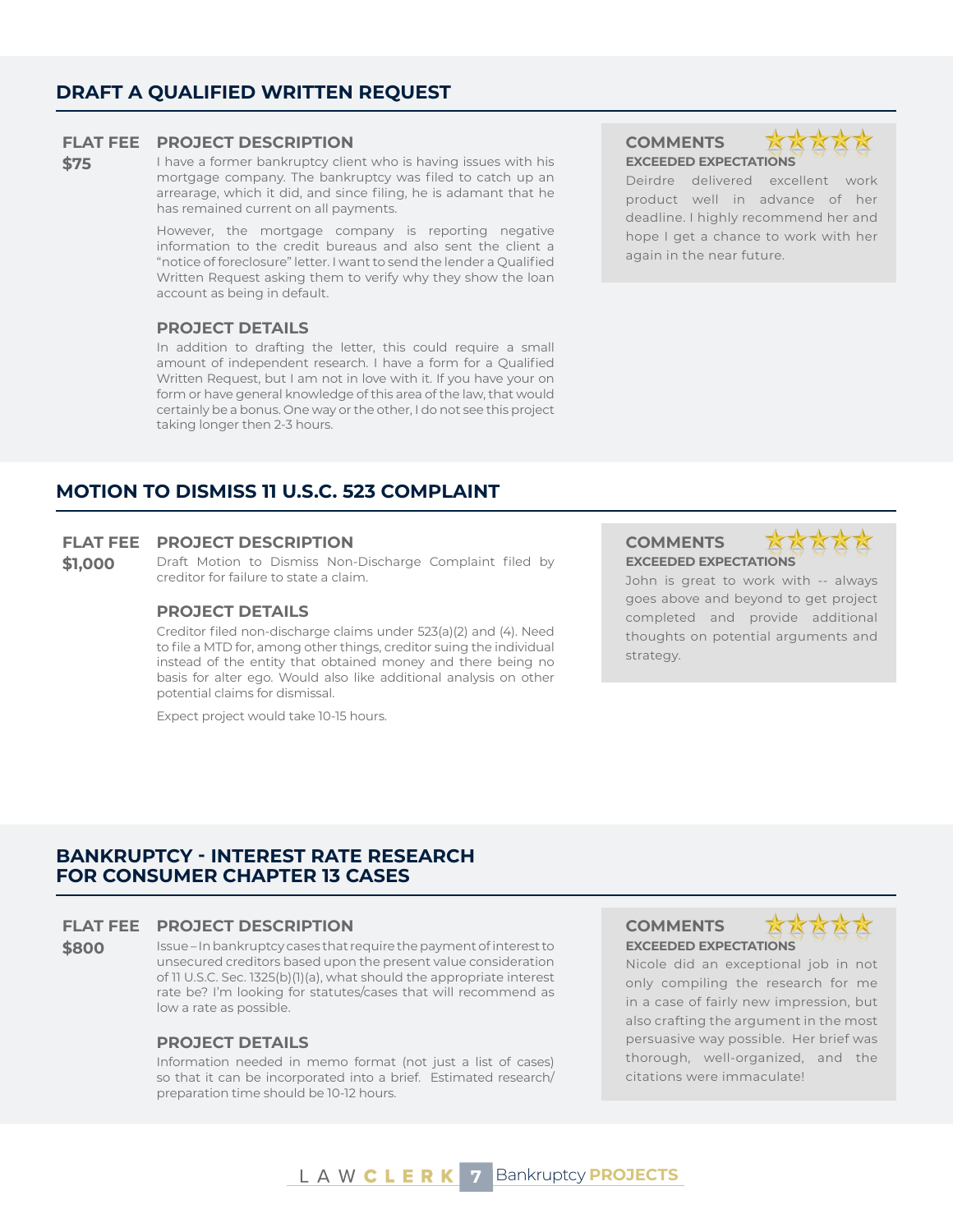## DRAFT A QUALIFIED WRITTEN REQUEST

**FLAT FEE**
**$75**

### PROJECT DESCRIPTION

I have a former bankruptcy client who is having issues with his mortgage company. The bankruptcy was filed to catch up an arrearage, which it did, and since filing, he is adamant that he has remained current on all payments.

However, the mortgage company is reporting negative information to the credit bureaus and also sent the client a "notice of foreclosure" letter. I want to send the lender a Qualified Written Request asking them to verify why they show the loan account as being in default.

### PROJECT DETAILS

In addition to drafting the letter, this could require a small amount of independent research. I have a form for a Qualified Written Request, but I am not in love with it. If you have your on form or have general knowledge of this area of the law, that would certainly be a bonus. One way or the other, I do not see this project taking longer then 2-3 hours.

### COMMENTS

**EXCEEDED EXPECTATIONS**

Deirdre delivered excellent work product well in advance of her deadline. I highly recommend her and hope I get a chance to work with her again in the near future.

## MOTION TO DISMISS 11 U.S.C. 523 COMPLAINT

**FLAT FEE**
**$1,000**

### PROJECT DESCRIPTION

Draft Motion to Dismiss Non-Discharge Complaint filed by creditor for failure to state a claim.

### PROJECT DETAILS

Creditor filed non-discharge claims under 523(a)(2) and (4). Need to file a MTD for, among other things, creditor suing the individual instead of the entity that obtained money and there being no basis for alter ego. Would also like additional analysis on other potential claims for dismissal.

Expect project would take 10-15 hours.

### COMMENTS

**EXCEEDED EXPECTATIONS**

John is great to work with -- always goes above and beyond to get project completed and provide additional thoughts on potential arguments and strategy.

## BANKRUPTCY - INTEREST RATE RESEARCH FOR CONSUMER CHAPTER 13 CASES

**FLAT FEE**
**$800**

### PROJECT DESCRIPTION

Issue – In bankruptcy cases that require the payment of interest to unsecured creditors based upon the present value consideration of 11 U.S.C. Sec. 1325(b)(1)(a), what should the appropriate interest rate be? I'm looking for statutes/cases that will recommend as low a rate as possible.

### PROJECT DETAILS

Information needed in memo format (not just a list of cases) so that it can be incorporated into a brief. Estimated research/ preparation time should be 10-12 hours.

### COMMENTS

**EXCEEDED EXPECTATIONS**

Nicole did an exceptional job in not only compiling the research for me in a case of fairly new impression, but also crafting the argument in the most persuasive way possible. Her brief was thorough, well-organized, and the citations were immaculate!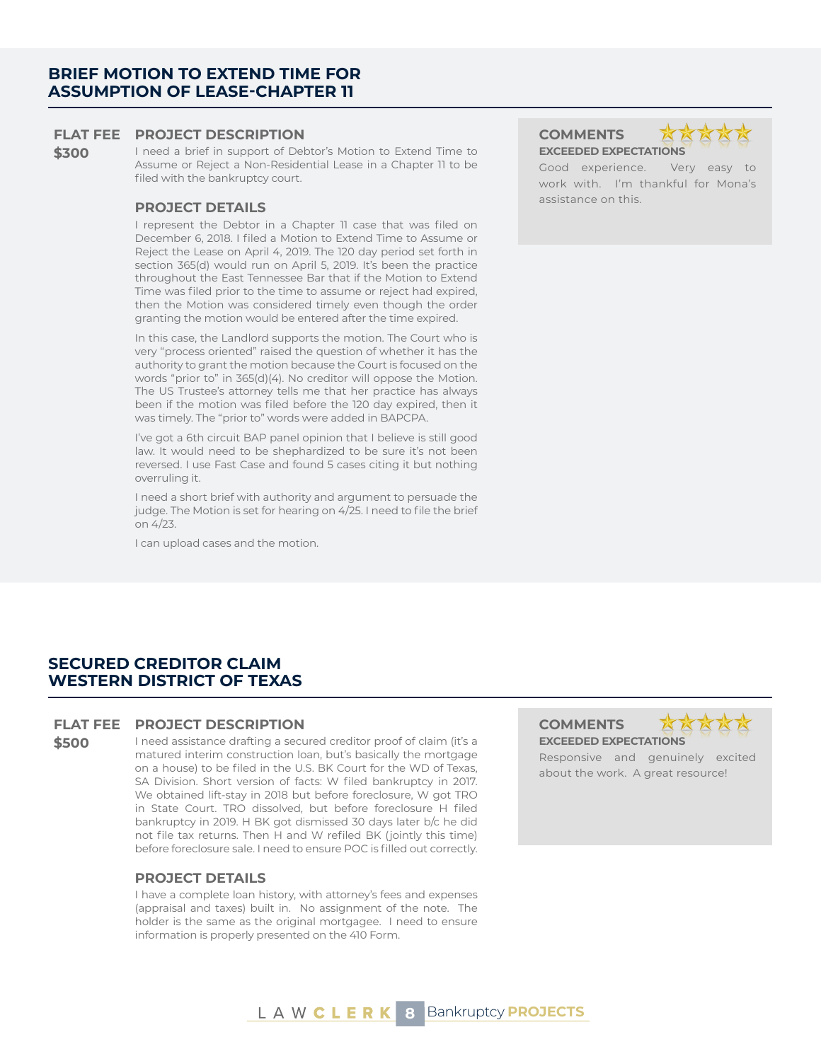## BRIEF MOTION TO EXTEND TIME FOR ASSUMPTION OF LEASE-CHAPTER 11

**FLAT FEE**

**$300**

### PROJECT DESCRIPTION

I need a brief in support of Debtor's Motion to Extend Time to Assume or Reject a Non-Residential Lease in a Chapter 11 to be filed with the bankruptcy court.

### PROJECT DETAILS

I represent the Debtor in a Chapter 11 case that was filed on December 6, 2018. I filed a Motion to Extend Time to Assume or Reject the Lease on April 4, 2019. The 120 day period set forth in section 365(d) would run on April 5, 2019. It's been the practice throughout the East Tennessee Bar that if the Motion to Extend Time was filed prior to the time to assume or reject had expired, then the Motion was considered timely even though the order granting the motion would be entered after the time expired.

In this case, the Landlord supports the motion. The Court who is very "process oriented" raised the question of whether it has the authority to grant the motion because the Court is focused on the words "prior to" in 365(d)(4). No creditor will oppose the Motion. The US Trustee's attorney tells me that her practice has always been if the motion was filed before the 120 day expired, then it was timely. The "prior to" words were added in BAPCPA.

I've got a 6th circuit BAP panel opinion that I believe is still good law. It would need to be shephardized to be sure it's not been reversed. I use Fast Case and found 5 cases citing it but nothing overruling it.

I need a short brief with authority and argument to persuade the judge. The Motion is set for hearing on 4/25. I need to file the brief on 4/23.

I can upload cases and the motion.

### COMMENTS

★★★★★

**EXCEEDED EXPECTATIONS**

Good experience. Very easy to work with. I'm thankful for Mona's assistance on this.

## SECURED CREDITOR CLAIM WESTERN DISTRICT OF TEXAS

**FLAT FEE**

**$500**

### PROJECT DESCRIPTION

I need assistance drafting a secured creditor proof of claim (it's a matured interim construction loan, but's basically the mortgage on a house) to be filed in the U.S. BK Court for the WD of Texas, SA Division. Short version of facts: W filed bankruptcy in 2017. We obtained lift-stay in 2018 but before foreclosure, W got TRO in State Court. TRO dissolved, but before foreclosure H filed bankruptcy in 2019. H BK got dismissed 30 days later b/c he did not file tax returns. Then H and W refiled BK (jointly this time) before foreclosure sale. I need to ensure POC is filled out correctly.

### PROJECT DETAILS

I have a complete loan history, with attorney's fees and expenses (appraisal and taxes) built in. No assignment of the note. The holder is the same as the original mortgagee. I need to ensure information is properly presented on the 410 Form.

### COMMENTS

★★★★★

**EXCEEDED EXPECTATIONS**

Responsive and genuinely excited about the work. A great resource!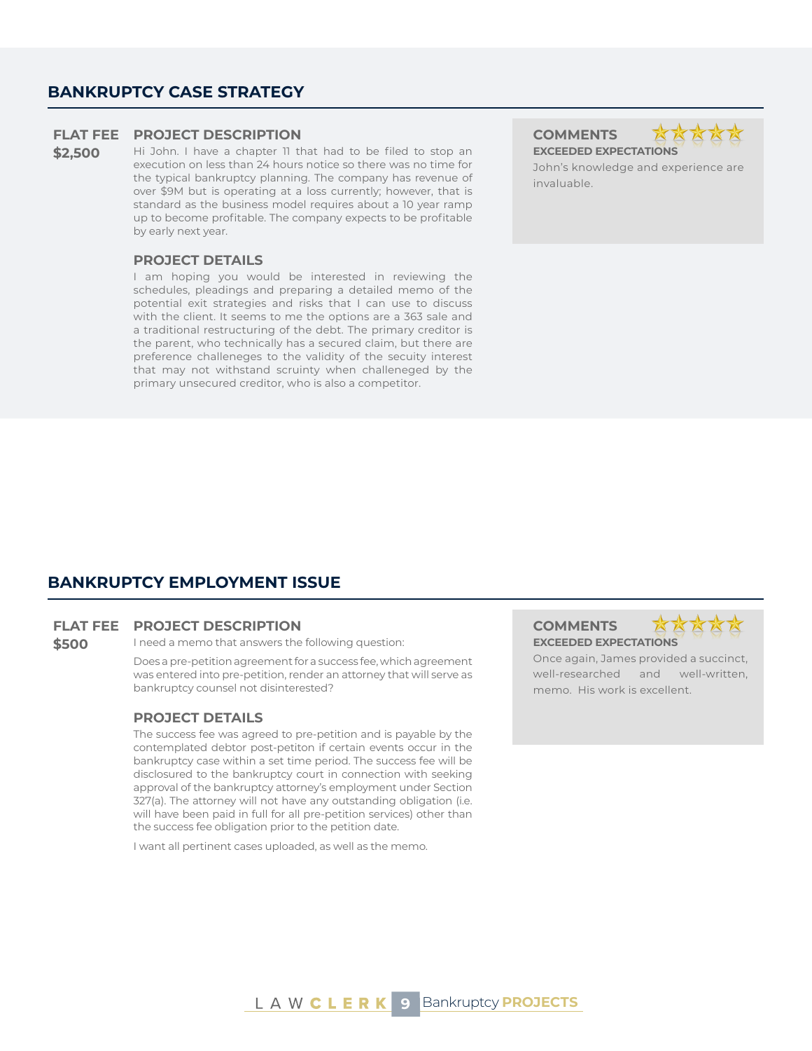## BANKRUPTCY CASE STRATEGY

**FLAT FEE**
**$2,500**

### PROJECT DESCRIPTION

Hi John. I have a chapter 11 that had to be filed to stop an execution on less than 24 hours notice so there was no time for the typical bankruptcy planning. The company has revenue of over $9M but is operating at a loss currently; however, that is standard as the business model requires about a 10 year ramp up to become profitable. The company expects to be profitable by early next year.

### PROJECT DETAILS

I am hoping you would be interested in reviewing the schedules, pleadings and preparing a detailed memo of the potential exit strategies and risks that I can use to discuss with the client. It seems to me the options are a 363 sale and a traditional restructuring of the debt. The primary creditor is the parent, who technically has a secured claim, but there are preference challeneges to the validity of the secuity interest that may not withstand scruinty when challeneged by the primary unsecured creditor, who is also a competitor.

### COMMENTS

★★★★★

**EXCEEDED EXPECTATIONS**

John's knowledge and experience are invaluable.

## BANKRUPTCY EMPLOYMENT ISSUE

**FLAT FEE**
**$500**

### PROJECT DESCRIPTION

I need a memo that answers the following question:

Does a pre-petition agreement for a success fee, which agreement was entered into pre-petition, render an attorney that will serve as bankruptcy counsel not disinterested?

### PROJECT DETAILS

The success fee was agreed to pre-petition and is payable by the contemplated debtor post-petiton if certain events occur in the bankruptcy case within a set time period. The success fee will be disclosured to the bankruptcy court in connection with seeking approval of the bankruptcy attorney's employment under Section 327(a). The attorney will not have any outstanding obligation (i.e. will have been paid in full for all pre-petition services) other than the success fee obligation prior to the petition date.

I want all pertinent cases uploaded, as well as the memo.

### COMMENTS

★★★★★

**EXCEEDED EXPECTATIONS**

Once again, James provided a succinct, well-researched and well-written, memo. His work is excellent.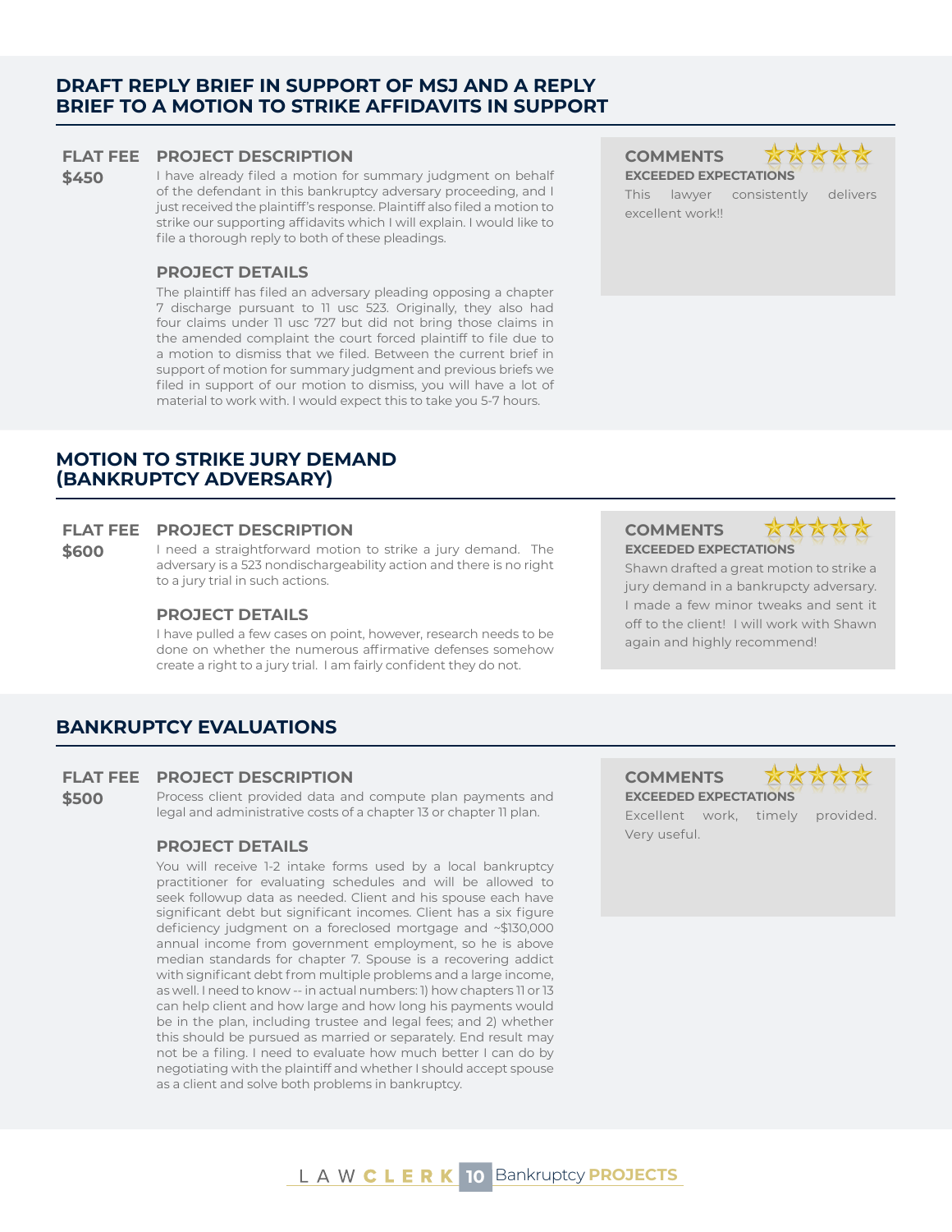## DRAFT REPLY BRIEF IN SUPPORT OF MSJ AND A REPLY BRIEF TO A MOTION TO STRIKE AFFIDAVITS IN SUPPORT

**FLAT FEE**
**$450**

### PROJECT DESCRIPTION

I have already filed a motion for summary judgment on behalf of the defendant in this bankruptcy adversary proceeding, and I just received the plaintiff's response. Plaintiff also filed a motion to strike our supporting affidavits which I will explain. I would like to file a thorough reply to both of these pleadings.

### PROJECT DETAILS

The plaintiff has filed an adversary pleading opposing a chapter 7 discharge pursuant to 11 usc 523. Originally, they also had four claims under 11 usc 727 but did not bring those claims in the amended complaint the court forced plaintiff to file due to a motion to dismiss that we filed. Between the current brief in support of motion for summary judgment and previous briefs we filed in support of our motion to dismiss, you will have a lot of material to work with. I would expect this to take you 5-7 hours.

### COMMENTS ★★★★★

**EXCEEDED EXPECTATIONS**

This lawyer consistently delivers excellent work!!

## MOTION TO STRIKE JURY DEMAND (BANKRUPTCY ADVERSARY)

**FLAT FEE**
**$600**

### PROJECT DESCRIPTION

I need a straightforward motion to strike a jury demand. The adversary is a 523 nondischargeability action and there is no right to a jury trial in such actions.

### PROJECT DETAILS

I have pulled a few cases on point, however, research needs to be done on whether the numerous affirmative defenses somehow create a right to a jury trial. I am fairly confident they do not.

### COMMENTS ★★★★★

**EXCEEDED EXPECTATIONS**

Shawn drafted a great motion to strike a jury demand in a bankrupcty adversary. I made a few minor tweaks and sent it off to the client! I will work with Shawn again and highly recommend!

## BANKRUPTCY EVALUATIONS

**FLAT FEE**
**$500**

### PROJECT DESCRIPTION

Process client provided data and compute plan payments and legal and administrative costs of a chapter 13 or chapter 11 plan.

### PROJECT DETAILS

You will receive 1-2 intake forms used by a local bankruptcy practitioner for evaluating schedules and will be allowed to seek followup data as needed. Client and his spouse each have significant debt but significant incomes. Client has a six figure deficiency judgment on a foreclosed mortgage and ~$130,000 annual income from government employment, so he is above median standards for chapter 7. Spouse is a recovering addict with significant debt from multiple problems and a large income, as well. I need to know -- in actual numbers: 1) how chapters 11 or 13 can help client and how large and how long his payments would be in the plan, including trustee and legal fees; and 2) whether this should be pursued as married or separately. End result may not be a filing. I need to evaluate how much better I can do by negotiating with the plaintiff and whether I should accept spouse as a client and solve both problems in bankruptcy.

### COMMENTS ★★★★★

**EXCEEDED EXPECTATIONS**

Excellent work, timely provided. Very useful.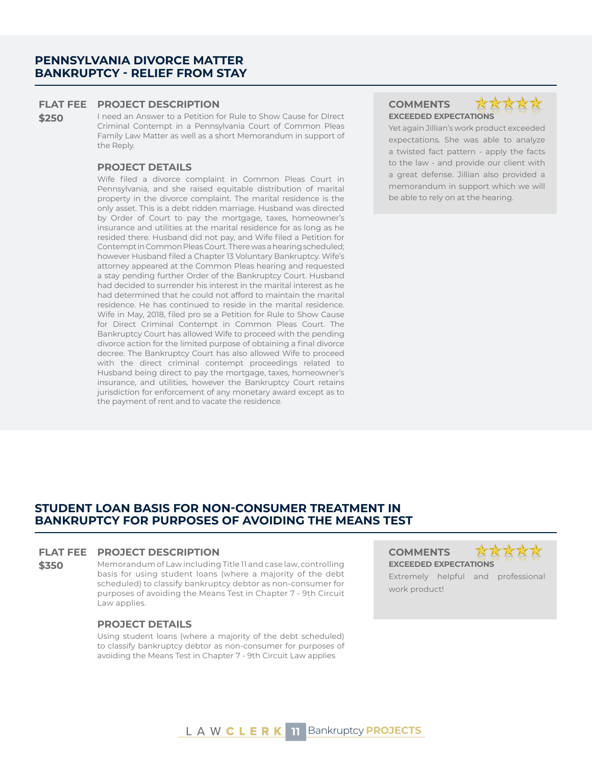## PENNSYLVANIA DIVORCE MATTER BANKRUPTCY - RELIEF FROM STAY

**FLAT FEE**
**$250**

### PROJECT DESCRIPTION

I need an Answer to a Petition for Rule to Show Cause for DIrect Criminal Contempt in a Pennsylvania Court of Common Pleas Family Law Matter as well as a short Memorandum in support of the Reply.

### PROJECT DETAILS

Wife filed a divorce complaint in Common Pleas Court in Pennsylvania, and she raised equitable distribution of marital property in the divorce complaint. The marital residence is the only asset. This is a debt ridden marriage. Husband was directed by Order of Court to pay the mortgage, taxes, homeowner's insurance and utilities at the marital residence for as long as he resided there. Husband did not pay, and Wife filed a Petition for Contempt in Common Pleas Court. There was a hearing scheduled; however Husband filed a Chapter 13 Voluntary Bankruptcy. Wife's attorney appeared at the Common Pleas hearing and requested a stay pending further Order of the Bankruptcy Court. Husband had decided to surrender his interest in the marital interest as he had determined that he could not afford to maintain the marital residence. He has continued to reside in the marital residence. Wife in May, 2018, filed pro se a Petition for Rule to Show Cause for Direct Criminal Contempt in Common Pleas Court. The Bankruptcy Court has allowed Wife to proceed with the pending divorce action for the limited purpose of obtaining a final divorce decree. The Bankruptcy Court has also allowed Wife to proceed with the direct criminal contempt proceedings related to Husband being direct to pay the mortgage, taxes, homeowner's insurance, and utilities, however the Bankruptcy Court retains jurisdiction for enforcement of any monetary award except as to the payment of rent and to vacate the residence.

### COMMENTS

★★★★★

**EXCEEDED EXPECTATIONS**

Yet again Jillian's work product exceeded expectations. She was able to analyze a twisted fact pattern - apply the facts to the law - and provide our client with a great defense. Jillian also provided a memorandum in support which we will be able to rely on at the hearing.

## STUDENT LOAN BASIS FOR NON-CONSUMER TREATMENT IN BANKRUPTCY FOR PURPOSES OF AVOIDING THE MEANS TEST

**FLAT FEE**
**$350**

### PROJECT DESCRIPTION

Memorandum of Law including Title 11 and case law, controlling basis for using student loans (where a majority of the debt scheduled) to classify bankruptcy debtor as non-consumer for purposes of avoiding the Means Test in Chapter 7 - 9th Circuit Law applies.

### PROJECT DETAILS

Using student loans (where a majority of the debt scheduled) to classify bankruptcy debtor as non-consumer for purposes of avoiding the Means Test in Chapter 7 - 9th Circuit Law applies

### COMMENTS

★★★★★

**EXCEEDED EXPECTATIONS**

Extremely helpful and professional work product!